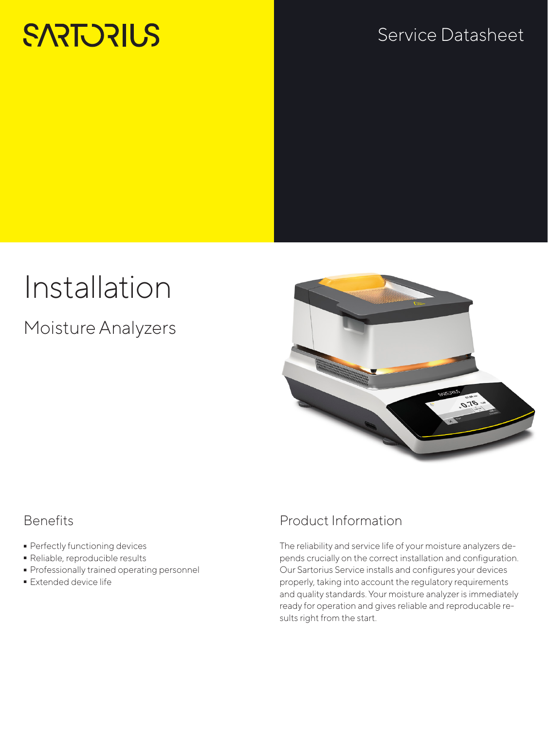SARTORIUS

Service Datasheet

# Installation

## Moisture Analyzers

### Benefits

- Perfectly functioning devices
- Reliable, reproducible results
- Professionally trained operating personnel
- Extended device life

### Product Information

The reliability and service life of your moisture analyzers depends crucially on the correct installation and configuration. Our Sartorius Service installs and configures your devices properly, taking into account the regulatory requirements and quality standards. Your moisture analyzer is immediately ready for operation and gives reliable and reproducable results right from the start.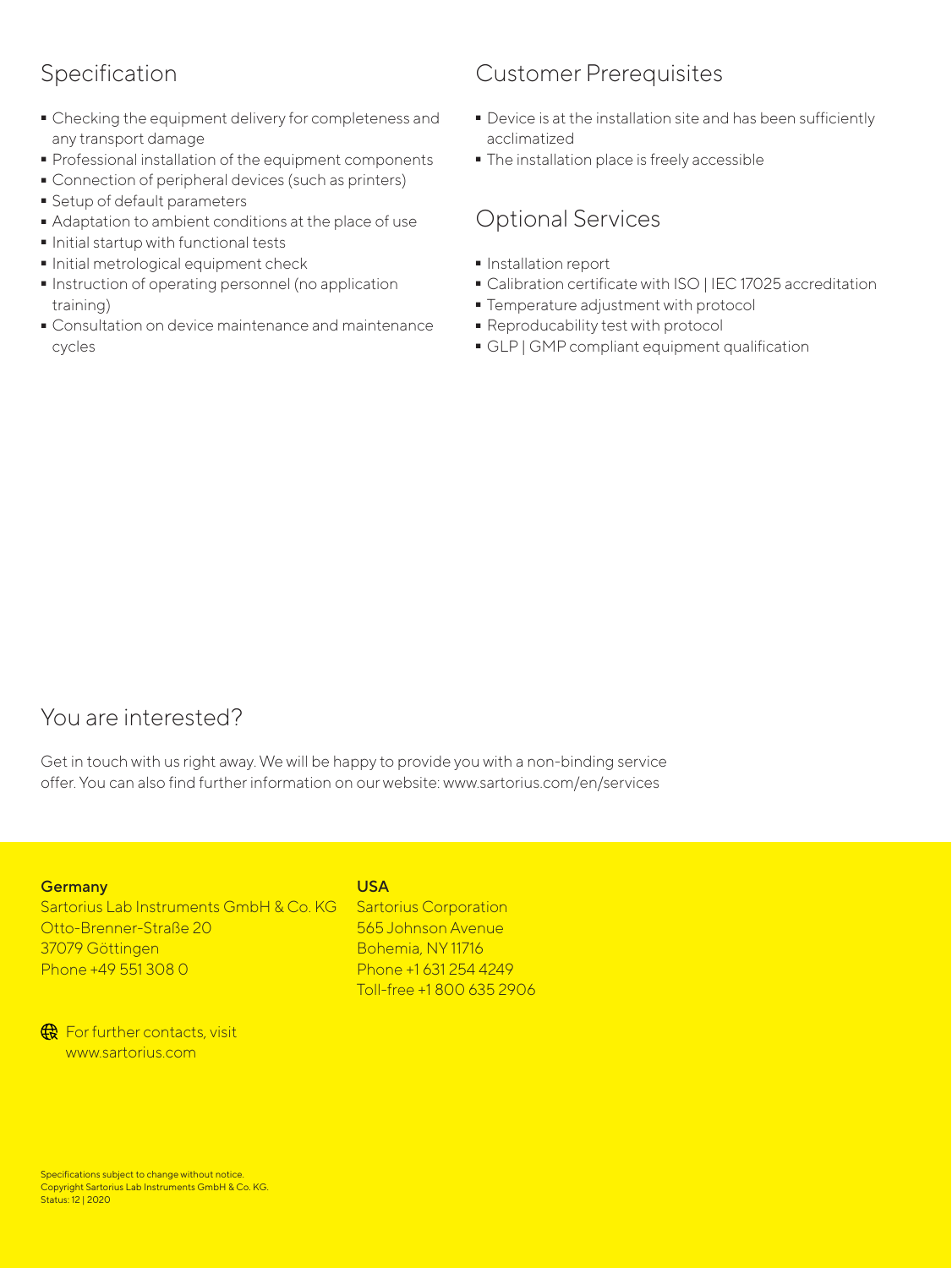## Specification

- Checking the equipment delivery for completeness and any transport damage
- Professional installation of the equipment components
- Connection of peripheral devices (such as printers)
- Setup of default parameters
- Adaptation to ambient conditions at the place of use
- Initial startup with functional tests
- Initial metrological equipment check
- Instruction of operating personnel (no application training)
- Consultation on device maintenance and maintenance cycles

## Customer Prerequisites

- Device is at the installation site and has been sufficiently acclimatized
- The installation place is freely accessible

## Optional Services

- Installation report
- Calibration certificate with ISO | IEC 17025 accreditation
- Temperature adjustment with protocol
- Reproducability test with protocol
- GLP | GMP compliant equipment qualification

## You are interested?

Get in touch with us right away. We will be happy to provide you with a non-binding service offer. You can also find further information on our website: www.sartorius.com/en/services

**Germany**
Sartorius Lab Instruments GmbH & Co. KG
Otto-Brenner-Straße 20
37079 Göttingen
Phone +49 551 308 0

**USA**
Sartorius Corporation
565 Johnson Avenue
Bohemia, NY 11716
Phone +1 631 254 4249
Toll-free +1 800 635 2906

For further contacts, visit www.sartorius.com

Specifications subject to change without notice.
Copyright Sartorius Lab Instruments GmbH & Co. KG.
Status: 12 | 2020